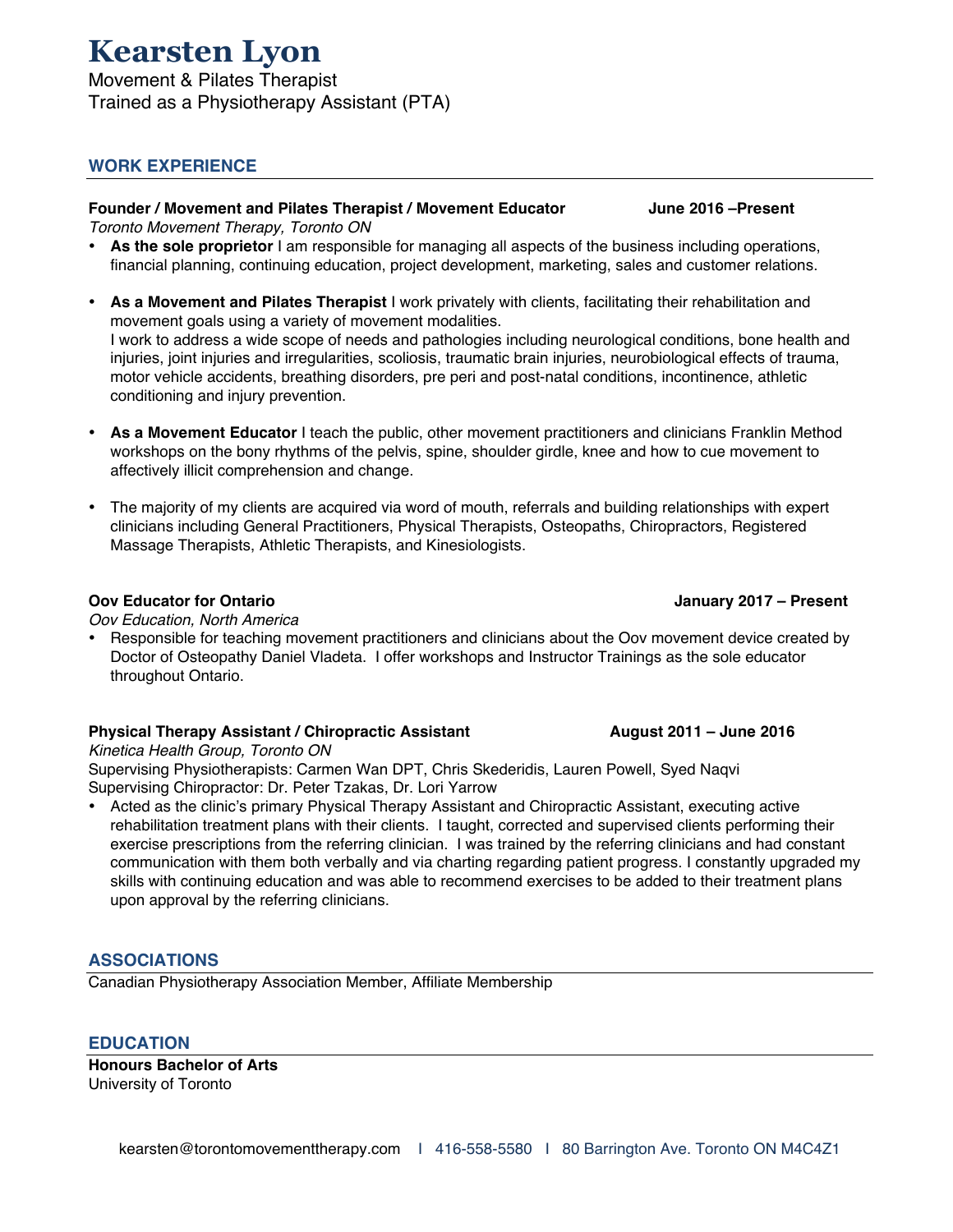# Kearsten Lyon

Movement & Pilates Therapist
Trained as a Physiotherapy Assistant (PTA)

## WORK EXPERIENCE

**Founder / Movement and Pilates Therapist / Movement Educator** **June 2016 –Present**
*Toronto Movement Therapy, Toronto ON*

- **As the sole proprietor** I am responsible for managing all aspects of the business including operations, financial planning, continuing education, project development, marketing, sales and customer relations.
- **As a Movement and Pilates Therapist** I work privately with clients, facilitating their rehabilitation and movement goals using a variety of movement modalities.
  I work to address a wide scope of needs and pathologies including neurological conditions, bone health and injuries, joint injuries and irregularities, scoliosis, traumatic brain injuries, neurobiological effects of trauma, motor vehicle accidents, breathing disorders, pre peri and post-natal conditions, incontinence, athletic conditioning and injury prevention.
- **As a Movement Educator** I teach the public, other movement practitioners and clinicians Franklin Method workshops on the bony rhythms of the pelvis, spine, shoulder girdle, knee and how to cue movement to affectively illicit comprehension and change.
- The majority of my clients are acquired via word of mouth, referrals and building relationships with expert clinicians including General Practitioners, Physical Therapists, Osteopaths, Chiropractors, Registered Massage Therapists, Athletic Therapists, and Kinesiologists.

**Oov Educator for Ontario** **January 2017 – Present**
*Oov Education, North America*

- Responsible for teaching movement practitioners and clinicians about the Oov movement device created by Doctor of Osteopathy Daniel Vladeta. I offer workshops and Instructor Trainings as the sole educator throughout Ontario.

**Physical Therapy Assistant / Chiropractic Assistant** **August 2011 – June 2016**
*Kinetica Health Group, Toronto ON*
Supervising Physiotherapists: Carmen Wan DPT, Chris Skederidis, Lauren Powell, Syed Naqvi
Supervising Chiropractor: Dr. Peter Tzakas, Dr. Lori Yarrow

- Acted as the clinic's primary Physical Therapy Assistant and Chiropractic Assistant, executing active rehabilitation treatment plans with their clients. I taught, corrected and supervised clients performing their exercise prescriptions from the referring clinician. I was trained by the referring clinicians and had constant communication with them both verbally and via charting regarding patient progress. I constantly upgraded my skills with continuing education and was able to recommend exercises to be added to their treatment plans upon approval by the referring clinicians.

## ASSOCIATIONS

Canadian Physiotherapy Association Member, Affiliate Membership

## EDUCATION

**Honours Bachelor of Arts**
University of Toronto

kearsten@torontomovementtherapy.com I 416-558-5580 I 80 Barrington Ave. Toronto ON M4C4Z1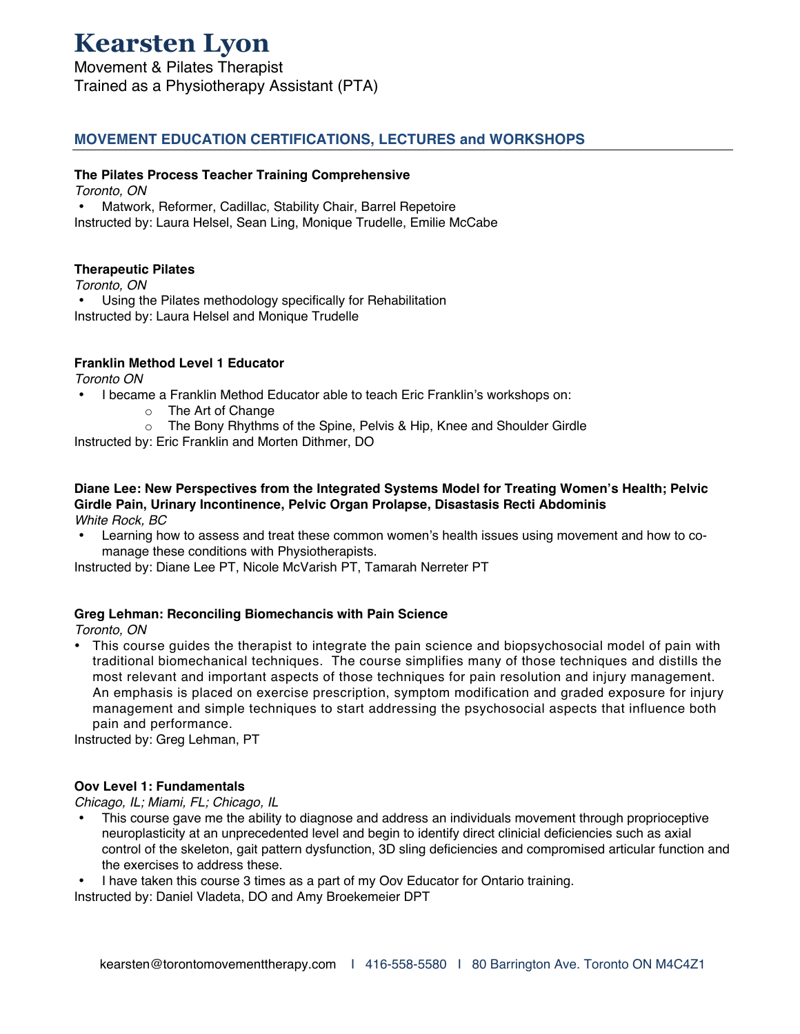# Kearsten Lyon

Movement & Pilates Therapist
Trained as a Physiotherapy Assistant (PTA)

## MOVEMENT EDUCATION CERTIFICATIONS, LECTURES and WORKSHOPS

**The Pilates Process Teacher Training Comprehensive**
*Toronto, ON*

- Matwork, Reformer, Cadillac, Stability Chair, Barrel Repetoire

Instructed by: Laura Helsel, Sean Ling, Monique Trudelle, Emilie McCabe

**Therapeutic Pilates**
*Toronto, ON*

- Using the Pilates methodology specifically for Rehabilitation

Instructed by: Laura Helsel and Monique Trudelle

**Franklin Method Level 1 Educator**
*Toronto ON*

- I became a Franklin Method Educator able to teach Eric Franklin's workshops on:
  - The Art of Change
  - The Bony Rhythms of the Spine, Pelvis & Hip, Knee and Shoulder Girdle

Instructed by: Eric Franklin and Morten Dithmer, DO

**Diane Lee: New Perspectives from the Integrated Systems Model for Treating Women's Health; Pelvic Girdle Pain, Urinary Incontinence, Pelvic Organ Prolapse, Disastasis Recti Abdominis**
*White Rock, BC*

- Learning how to assess and treat these common women's health issues using movement and how to co-manage these conditions with Physiotherapists.

Instructed by: Diane Lee PT, Nicole McVarish PT, Tamarah Nerreter PT

**Greg Lehman: Reconciling Biomechancis with Pain Science**
*Toronto, ON*

- This course guides the therapist to integrate the pain science and biopsychosocial model of pain with traditional biomechanical techniques. The course simplifies many of those techniques and distills the most relevant and important aspects of those techniques for pain resolution and injury management. An emphasis is placed on exercise prescription, symptom modification and graded exposure for injury management and simple techniques to start addressing the psychosocial aspects that influence both pain and performance.

Instructed by: Greg Lehman, PT

**Oov Level 1: Fundamentals**
*Chicago, IL; Miami, FL; Chicago, IL*

- This course gave me the ability to diagnose and address an individuals movement through proprioceptive neuroplasticity at an unprecedented level and begin to identify direct clinicial deficiencies such as axial control of the skeleton, gait pattern dysfunction, 3D sling deficiencies and compromised articular function and the exercises to address these.
- I have taken this course 3 times as a part of my Oov Educator for Ontario training.

Instructed by: Daniel Vladeta, DO and Amy Broekemeier DPT

kearsten@torontomovementtherapy.com | 416-558-5580 | 80 Barrington Ave. Toronto ON M4C4Z1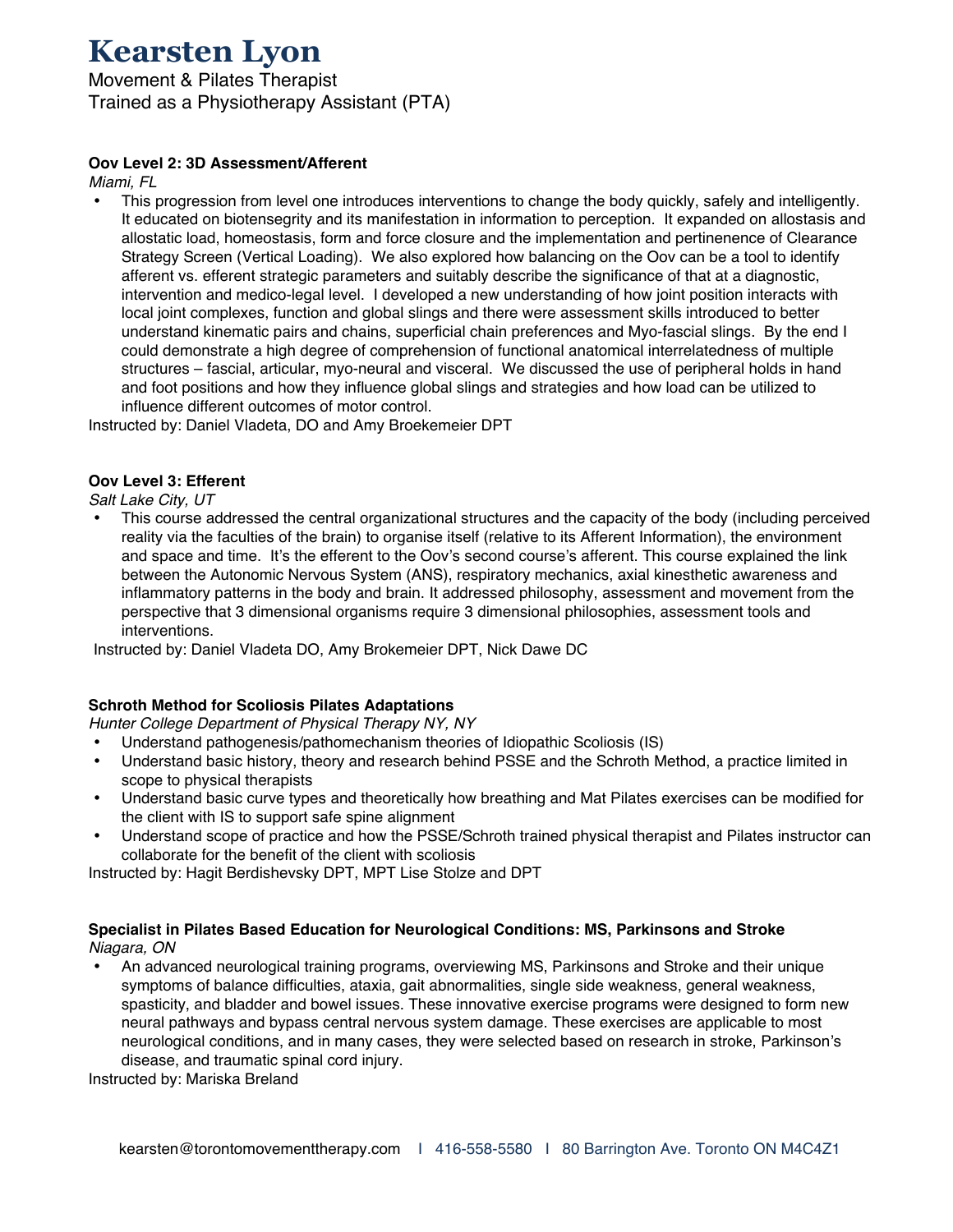# Kearsten Lyon

Movement & Pilates Therapist
Trained as a Physiotherapy Assistant (PTA)

**Oov Level 2: 3D Assessment/Afferent**
*Miami, FL*

- This progression from level one introduces interventions to change the body quickly, safely and intelligently. It educated on biotensegrity and its manifestation in information to perception. It expanded on allostasis and allostatic load, homeostasis, form and force closure and the implementation and pertinenence of Clearance Strategy Screen (Vertical Loading). We also explored how balancing on the Oov can be a tool to identify afferent vs. efferent strategic parameters and suitably describe the significance of that at a diagnostic, intervention and medico-legal level. I developed a new understanding of how joint position interacts with local joint complexes, function and global slings and there were assessment skills introduced to better understand kinematic pairs and chains, superficial chain preferences and Myo-fascial slings. By the end I could demonstrate a high degree of comprehension of functional anatomical interrelatedness of multiple structures – fascial, articular, myo-neural and visceral. We discussed the use of peripheral holds in hand and foot positions and how they influence global slings and strategies and how load can be utilized to influence different outcomes of motor control.

Instructed by: Daniel Vladeta, DO and Amy Broekemeier DPT

**Oov Level 3: Efferent**
*Salt Lake City, UT*

- This course addressed the central organizational structures and the capacity of the body (including perceived reality via the faculties of the brain) to organise itself (relative to its Afferent Information), the environment and space and time. It's the efferent to the Oov's second course's afferent. This course explained the link between the Autonomic Nervous System (ANS), respiratory mechanics, axial kinesthetic awareness and inflammatory patterns in the body and brain. It addressed philosophy, assessment and movement from the perspective that 3 dimensional organisms require 3 dimensional philosophies, assessment tools and interventions.

Instructed by: Daniel Vladeta DO, Amy Brokemeier DPT, Nick Dawe DC

**Schroth Method for Scoliosis Pilates Adaptations**
*Hunter College Department of Physical Therapy NY, NY*

- Understand pathogenesis/pathomechanism theories of Idiopathic Scoliosis (IS)
- Understand basic history, theory and research behind PSSE and the Schroth Method, a practice limited in scope to physical therapists
- Understand basic curve types and theoretically how breathing and Mat Pilates exercises can be modified for the client with IS to support safe spine alignment
- Understand scope of practice and how the PSSE/Schroth trained physical therapist and Pilates instructor can collaborate for the benefit of the client with scoliosis

Instructed by: Hagit Berdishevsky DPT, MPT Lise Stolze and DPT

**Specialist in Pilates Based Education for Neurological Conditions: MS, Parkinsons and Stroke**
*Niagara, ON*

- An advanced neurological training programs, overviewing MS, Parkinsons and Stroke and their unique symptoms of balance difficulties, ataxia, gait abnormalities, single side weakness, general weakness, spasticity, and bladder and bowel issues. These innovative exercise programs were designed to form new neural pathways and bypass central nervous system damage. These exercises are applicable to most neurological conditions, and in many cases, they were selected based on research in stroke, Parkinson's disease, and traumatic spinal cord injury.

Instructed by: Mariska Breland

kearsten@torontomovementtherapy.com I 416-558-5580 I 80 Barrington Ave. Toronto ON M4C4Z1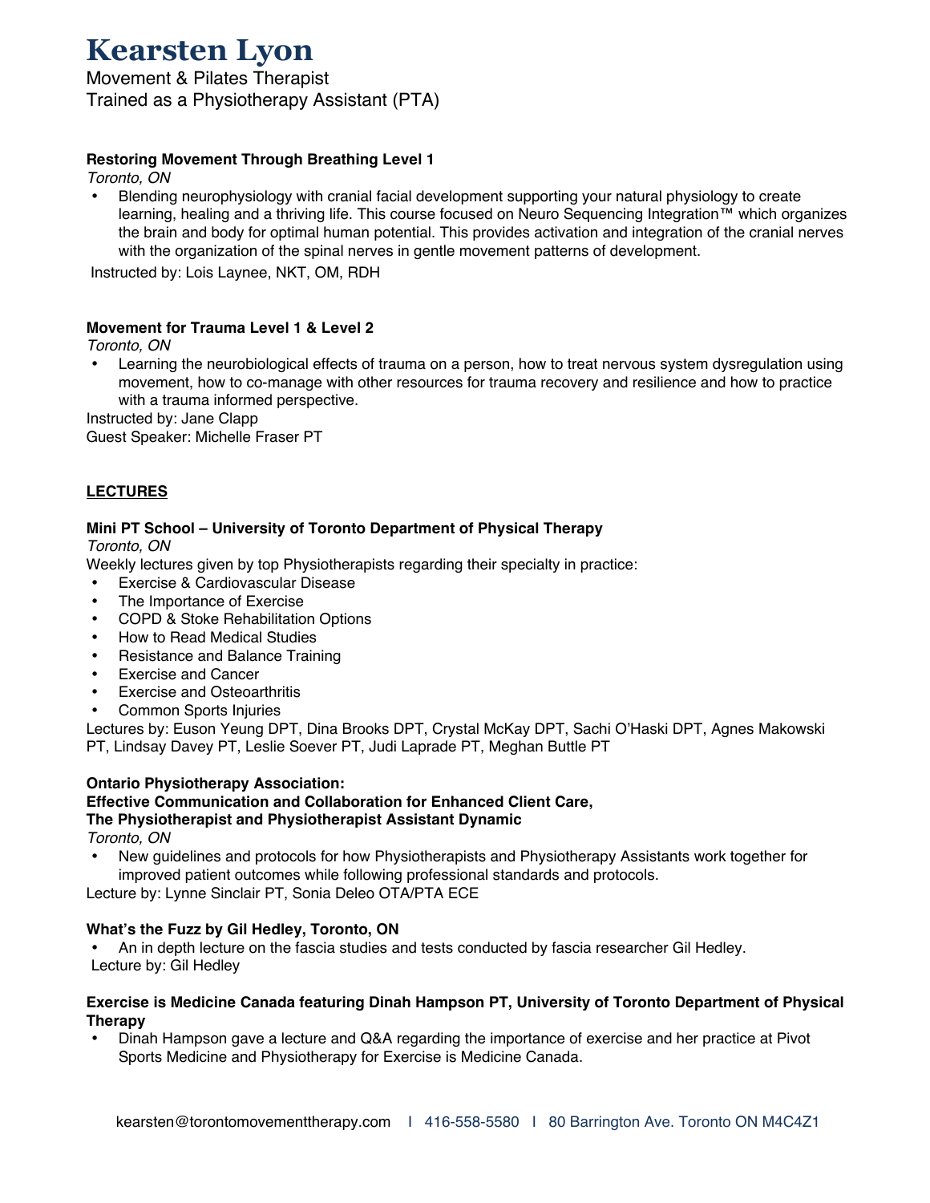# Kearsten Lyon

Movement & Pilates Therapist
Trained as a Physiotherapy Assistant (PTA)

**Restoring Movement Through Breathing Level 1**

*Toronto, ON*

- Blending neurophysiology with cranial facial development supporting your natural physiology to create learning, healing and a thriving life. This course focused on Neuro Sequencing Integration™ which organizes the brain and body for optimal human potential. This provides activation and integration of the cranial nerves with the organization of the spinal nerves in gentle movement patterns of development.

Instructed by: Lois Laynee, NKT, OM, RDH

**Movement for Trauma Level 1 & Level 2**

*Toronto, ON*

- Learning the neurobiological effects of trauma on a person, how to treat nervous system dysregulation using movement, how to co-manage with other resources for trauma recovery and resilience and how to practice with a trauma informed perspective.

Instructed by: Jane Clapp
Guest Speaker: Michelle Fraser PT

## LECTURES

**Mini PT School – University of Toronto Department of Physical Therapy**

*Toronto, ON*

Weekly lectures given by top Physiotherapists regarding their specialty in practice:

- Exercise & Cardiovascular Disease
- The Importance of Exercise
- COPD & Stoke Rehabilitation Options
- How to Read Medical Studies
- Resistance and Balance Training
- Exercise and Cancer
- Exercise and Osteoarthritis
- Common Sports Injuries

Lectures by: Euson Yeung DPT, Dina Brooks DPT, Crystal McKay DPT, Sachi O'Haski DPT, Agnes Makowski PT, Lindsay Davey PT, Leslie Soever PT, Judi Laprade PT, Meghan Buttle PT

**Ontario Physiotherapy Association:**
**Effective Communication and Collaboration for Enhanced Client Care,**
**The Physiotherapist and Physiotherapist Assistant Dynamic**

*Toronto, ON*

- New guidelines and protocols for how Physiotherapists and Physiotherapy Assistants work together for improved patient outcomes while following professional standards and protocols.

Lecture by: Lynne Sinclair PT, Sonia Deleo OTA/PTA ECE

**What's the Fuzz by Gil Hedley, Toronto, ON**

- An in depth lecture on the fascia studies and tests conducted by fascia researcher Gil Hedley.

Lecture by: Gil Hedley

**Exercise is Medicine Canada featuring Dinah Hampson PT, University of Toronto Department of Physical Therapy**

- Dinah Hampson gave a lecture and Q&A regarding the importance of exercise and her practice at Pivot Sports Medicine and Physiotherapy for Exercise is Medicine Canada.

kearsten@torontomovementtherapy.com | 416-558-5580 | 80 Barrington Ave. Toronto ON M4C4Z1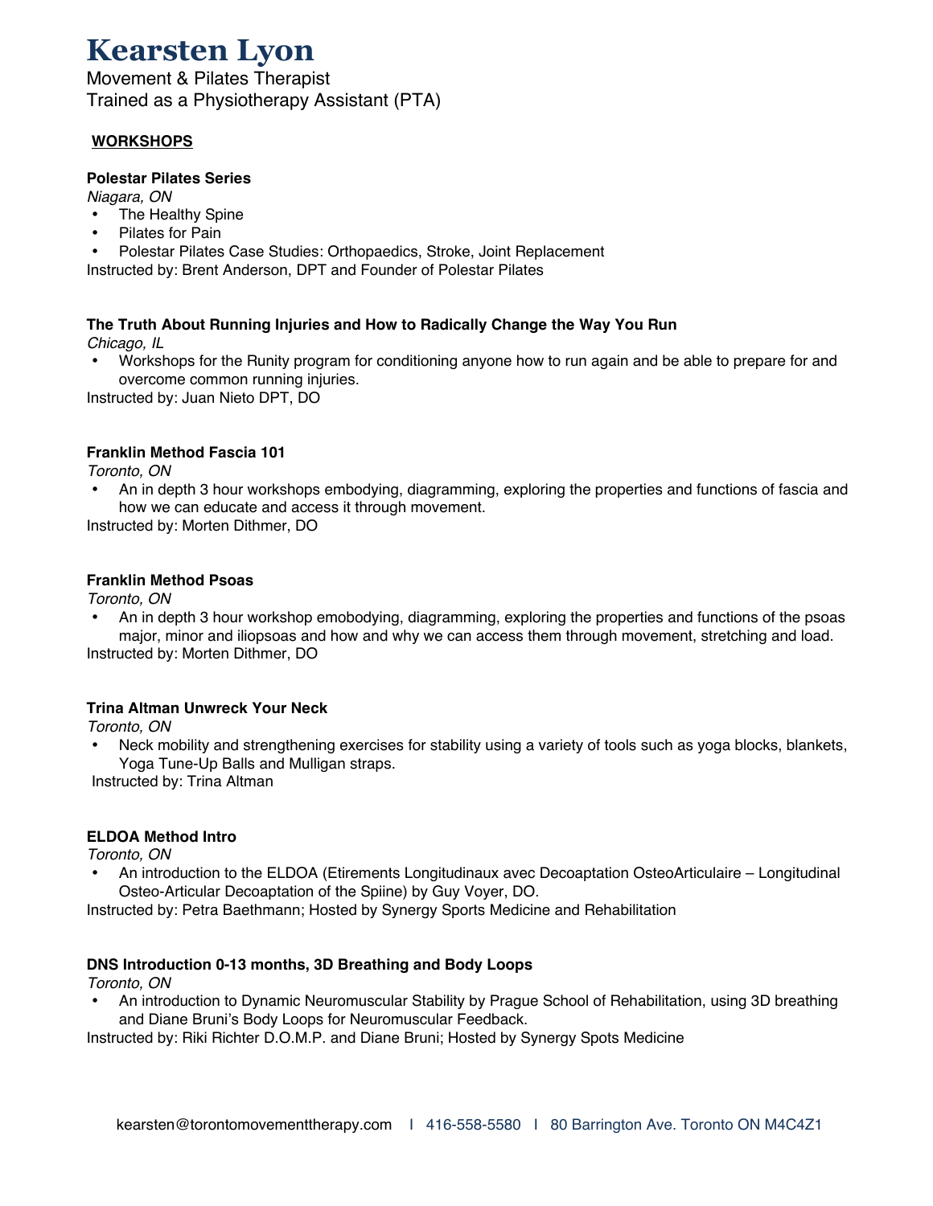# Kearsten Lyon

Movement & Pilates Therapist
Trained as a Physiotherapy Assistant (PTA)

**WORKSHOPS**

**Polestar Pilates Series**
*Niagara, ON*

- The Healthy Spine
- Pilates for Pain
- Polestar Pilates Case Studies: Orthopaedics, Stroke, Joint Replacement

Instructed by: Brent Anderson, DPT and Founder of Polestar Pilates

**The Truth About Running Injuries and How to Radically Change the Way You Run**
*Chicago, IL*

- Workshops for the Runity program for conditioning anyone how to run again and be able to prepare for and overcome common running injuries.

Instructed by: Juan Nieto DPT, DO

**Franklin Method Fascia 101**
*Toronto, ON*

- An in depth 3 hour workshops embodying, diagramming, exploring the properties and functions of fascia and how we can educate and access it through movement.

Instructed by: Morten Dithmer, DO

**Franklin Method Psoas**
*Toronto, ON*

- An in depth 3 hour workshop emobodying, diagramming, exploring the properties and functions of the psoas major, minor and iliopsoas and how and why we can access them through movement, stretching and load.

Instructed by: Morten Dithmer, DO

**Trina Altman Unwreck Your Neck**
*Toronto, ON*

- Neck mobility and strengthening exercises for stability using a variety of tools such as yoga blocks, blankets, Yoga Tune-Up Balls and Mulligan straps.

Instructed by: Trina Altman

**ELDOA Method Intro**
*Toronto, ON*

- An introduction to the ELDOA (Etirements Longitudinaux avec Decoaptation OsteoArticulaire – Longitudinal Osteo-Articular Decoaptation of the Spiine) by Guy Voyer, DO.

Instructed by: Petra Baethmann; Hosted by Synergy Sports Medicine and Rehabilitation

**DNS Introduction 0-13 months, 3D Breathing and Body Loops**
*Toronto, ON*

- An introduction to Dynamic Neuromuscular Stability by Prague School of Rehabilitation, using 3D breathing and Diane Bruni's Body Loops for Neuromuscular Feedback.

Instructed by: Riki Richter D.O.M.P. and Diane Bruni; Hosted by Synergy Spots Medicine

kearsten@torontomovementtherapy.com I 416-558-5580 I 80 Barrington Ave. Toronto ON M4C4Z1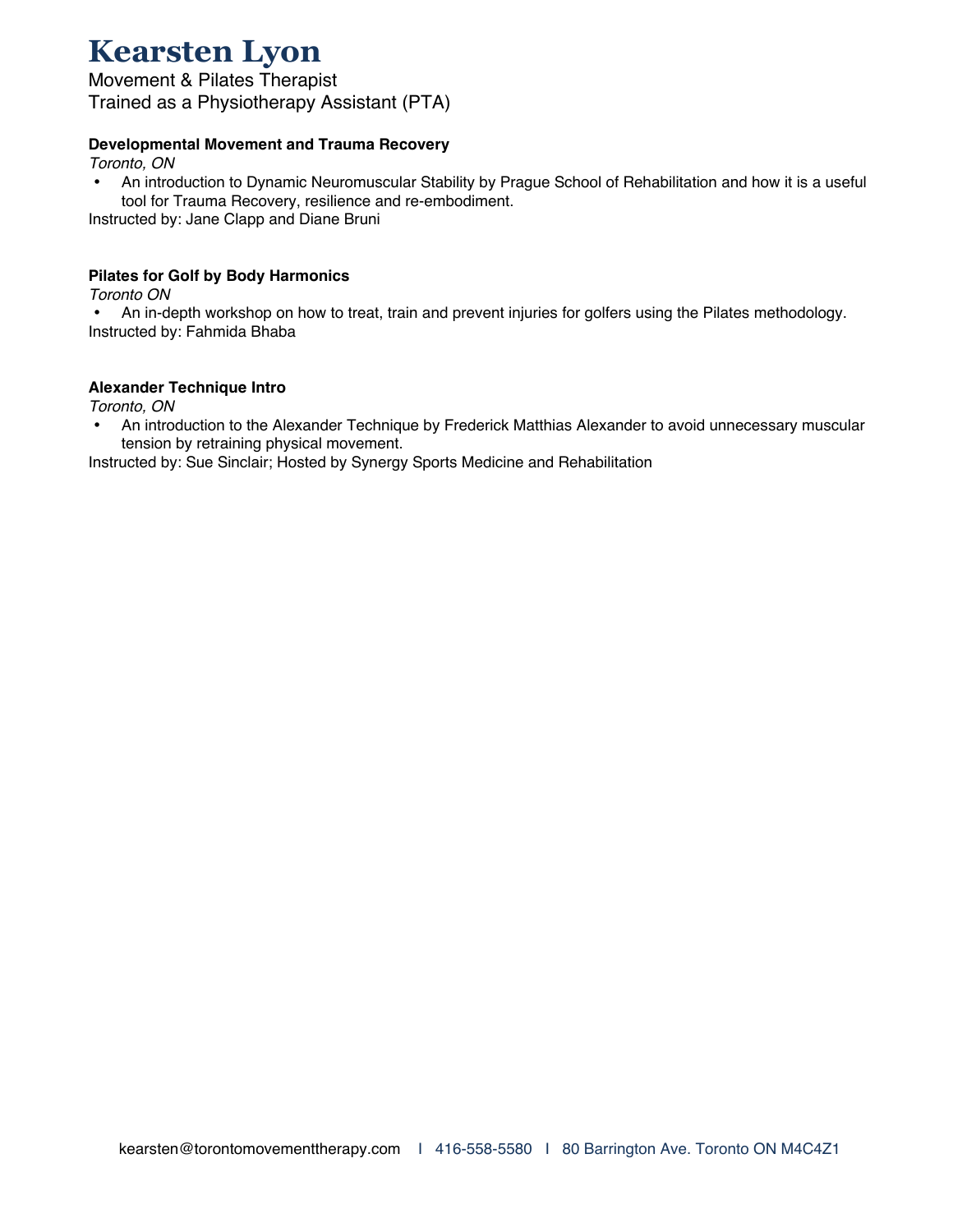# Kearsten Lyon

Movement & Pilates Therapist
Trained as a Physiotherapy Assistant (PTA)

**Developmental Movement and Trauma Recovery**
*Toronto, ON*

- An introduction to Dynamic Neuromuscular Stability by Prague School of Rehabilitation and how it is a useful tool for Trauma Recovery, resilience and re-embodiment.

Instructed by: Jane Clapp and Diane Bruni

**Pilates for Golf by Body Harmonics**
*Toronto ON*

- An in-depth workshop on how to treat, train and prevent injuries for golfers using the Pilates methodology.

Instructed by: Fahmida Bhaba

**Alexander Technique Intro**
*Toronto, ON*

- An introduction to the Alexander Technique by Frederick Matthias Alexander to avoid unnecessary muscular tension by retraining physical movement.

Instructed by: Sue Sinclair; Hosted by Synergy Sports Medicine and Rehabilitation

kearsten@torontomovementtherapy.com I 416-558-5580 I 80 Barrington Ave. Toronto ON M4C4Z1